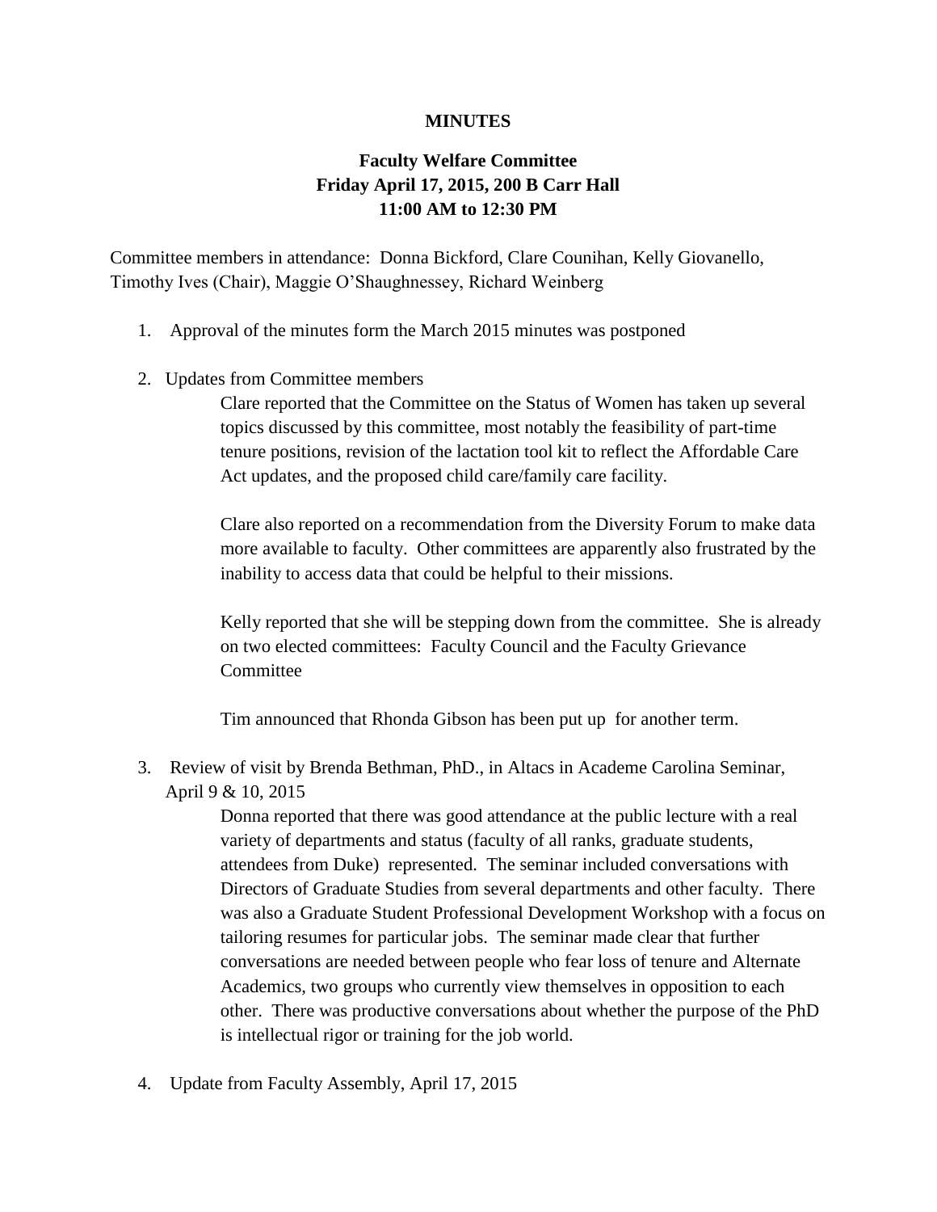**MINUTES**

**Faculty Welfare Committee**
**Friday April 17, 2015, 200 B Carr Hall**
**11:00 AM to 12:30 PM**

Committee members in attendance: Donna Bickford, Clare Counihan, Kelly Giovanello, Timothy Ives (Chair), Maggie O'Shaughnessey, Richard Weinberg

1. Approval of the minutes form the March 2015 minutes was postponed

2. Updates from Committee members

   Clare reported that the Committee on the Status of Women has taken up several topics discussed by this committee, most notably the feasibility of part-time tenure positions, revision of the lactation tool kit to reflect the Affordable Care Act updates, and the proposed child care/family care facility.

   Clare also reported on a recommendation from the Diversity Forum to make data more available to faculty. Other committees are apparently also frustrated by the inability to access data that could be helpful to their missions.

   Kelly reported that she will be stepping down from the committee. She is already on two elected committees: Faculty Council and the Faculty Grievance Committee

   Tim announced that Rhonda Gibson has been put up for another term.

3. Review of visit by Brenda Bethman, PhD., in Altacs in Academe Carolina Seminar, April 9 & 10, 2015

   Donna reported that there was good attendance at the public lecture with a real variety of departments and status (faculty of all ranks, graduate students, attendees from Duke) represented. The seminar included conversations with Directors of Graduate Studies from several departments and other faculty. There was also a Graduate Student Professional Development Workshop with a focus on tailoring resumes for particular jobs. The seminar made clear that further conversations are needed between people who fear loss of tenure and Alternate Academics, two groups who currently view themselves in opposition to each other. There was productive conversations about whether the purpose of the PhD is intellectual rigor or training for the job world.

4. Update from Faculty Assembly, April 17, 2015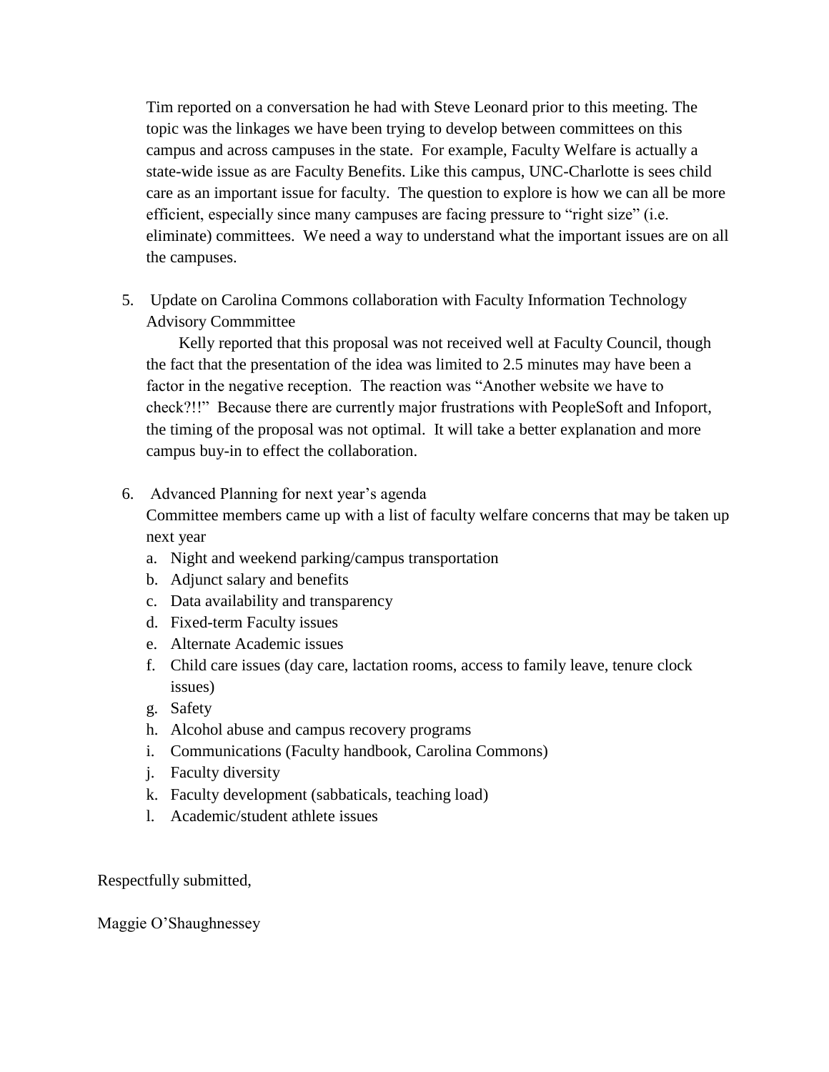Tim reported on a conversation he had with Steve Leonard prior to this meeting. The topic was the linkages we have been trying to develop between committees on this campus and across campuses in the state. For example, Faculty Welfare is actually a state-wide issue as are Faculty Benefits. Like this campus, UNC-Charlotte is sees child care as an important issue for faculty. The question to explore is how we can all be more efficient, especially since many campuses are facing pressure to "right size" (i.e. eliminate) committees. We need a way to understand what the important issues are on all the campuses.

5. Update on Carolina Commons collaboration with Faculty Information Technology Advisory Commmittee

   Kelly reported that this proposal was not received well at Faculty Council, though the fact that the presentation of the idea was limited to 2.5 minutes may have been a factor in the negative reception. The reaction was "Another website we have to check?!!" Because there are currently major frustrations with PeopleSoft and Infoport, the timing of the proposal was not optimal. It will take a better explanation and more campus buy-in to effect the collaboration.

6. Advanced Planning for next year's agenda

   Committee members came up with a list of faculty welfare concerns that may be taken up next year

   a. Night and weekend parking/campus transportation
   b. Adjunct salary and benefits
   c. Data availability and transparency
   d. Fixed-term Faculty issues
   e. Alternate Academic issues
   f. Child care issues (day care, lactation rooms, access to family leave, tenure clock issues)
   g. Safety
   h. Alcohol abuse and campus recovery programs
   i. Communications (Faculty handbook, Carolina Commons)
   j. Faculty diversity
   k. Faculty development (sabbaticals, teaching load)
   l. Academic/student athlete issues

Respectfully submitted,

Maggie O'Shaughnessey